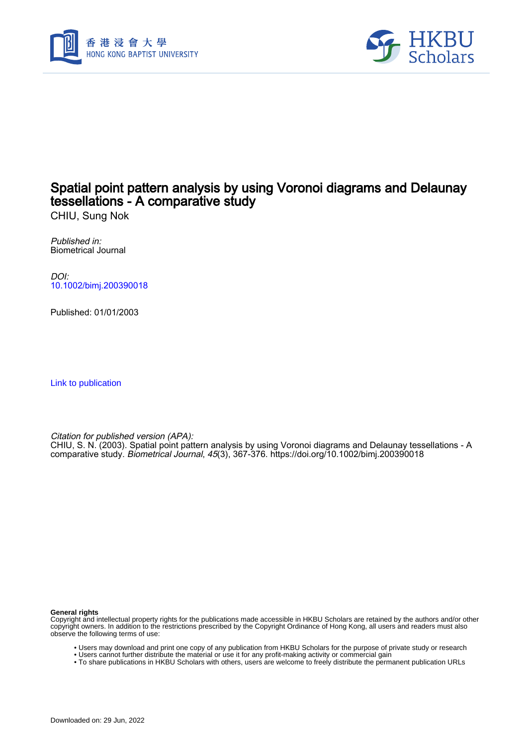# Spatial point pattern analysis by using Voronoi diagrams and Delaunay tessellations - A comparative study

CHIU, Sung Nok

*Published in:*
Biometrical Journal

*DOI:*
10.1002/bimj.200390018

Published: 01/01/2003

Link to publication

*Citation for published version (APA):*
CHIU, S. N. (2003). Spatial point pattern analysis by using Voronoi diagrams and Delaunay tessellations - A comparative study. *Biometrical Journal*, *45*(3), 367-376. https://doi.org/10.1002/bimj.200390018

**General rights**
Copyright and intellectual property rights for the publications made accessible in HKBU Scholars are retained by the authors and/or other copyright owners. In addition to the restrictions prescribed by the Copyright Ordinance of Hong Kong, all users and readers must also observe the following terms of use:

- Users may download and print one copy of any publication from HKBU Scholars for the purpose of private study or research
- Users cannot further distribute the material or use it for any profit-making activity or commercial gain
- To share publications in HKBU Scholars with others, users are welcome to freely distribute the permanent publication URLs

Downloaded on: 29 Jun, 2022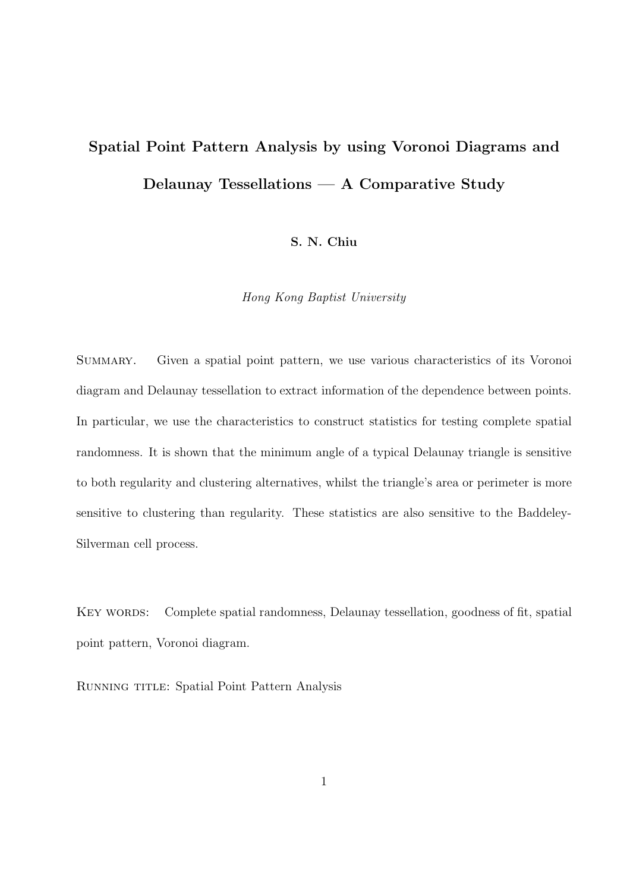# Spatial Point Pattern Analysis by using Voronoi Diagrams and Delaunay Tessellations — A Comparative Study

**S. N. Chiu**

*Hong Kong Baptist University*

Summary. Given a spatial point pattern, we use various characteristics of its Voronoi diagram and Delaunay tessellation to extract information of the dependence between points. In particular, we use the characteristics to construct statistics for testing complete spatial randomness. It is shown that the minimum angle of a typical Delaunay triangle is sensitive to both regularity and clustering alternatives, whilst the triangle's area or perimeter is more sensitive to clustering than regularity. These statistics are also sensitive to the Baddeley-Silverman cell process.

Key words: Complete spatial randomness, Delaunay tessellation, goodness of fit, spatial point pattern, Voronoi diagram.

Running title: Spatial Point Pattern Analysis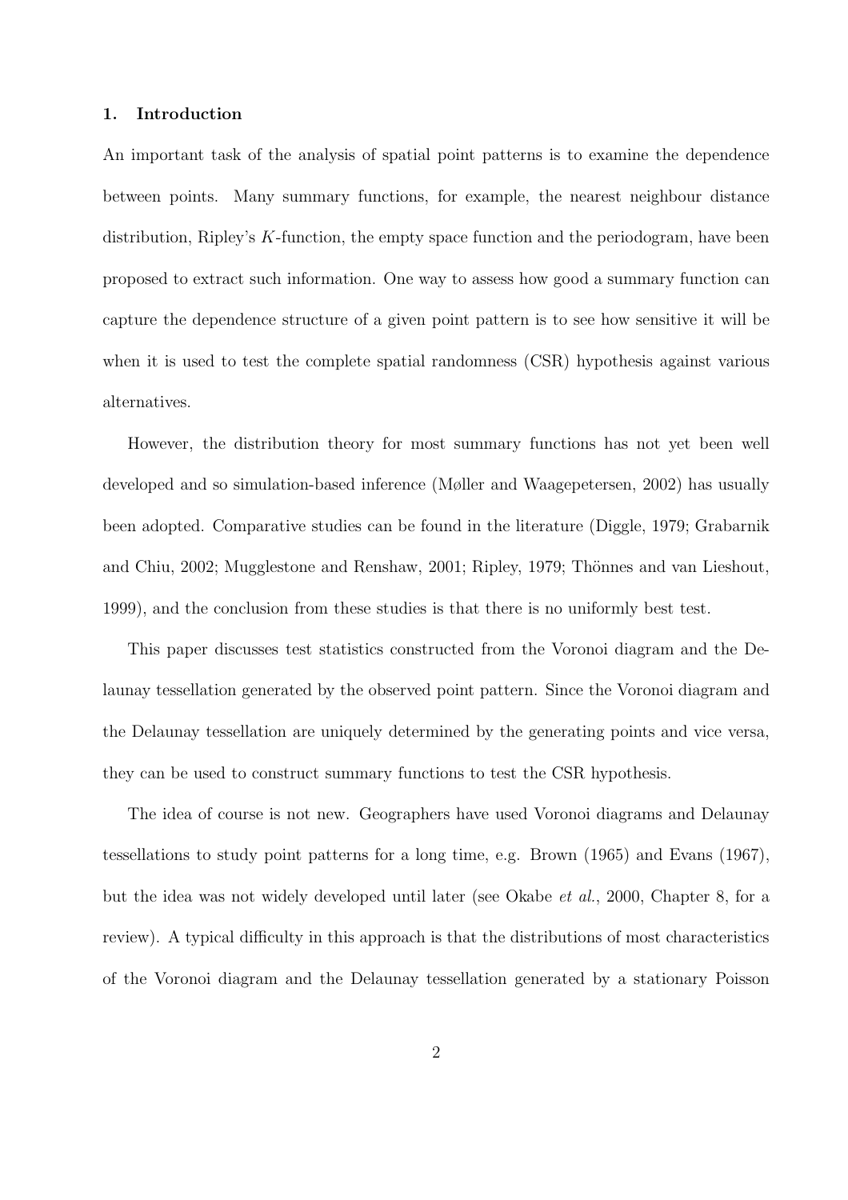## 1. Introduction

An important task of the analysis of spatial point patterns is to examine the dependence between points. Many summary functions, for example, the nearest neighbour distance distribution, Ripley's $K$-function, the empty space function and the periodogram, have been proposed to extract such information. One way to assess how good a summary function can capture the dependence structure of a given point pattern is to see how sensitive it will be when it is used to test the complete spatial randomness (CSR) hypothesis against various alternatives.

However, the distribution theory for most summary functions has not yet been well developed and so simulation-based inference (Møller and Waagepetersen, 2002) has usually been adopted. Comparative studies can be found in the literature (Diggle, 1979; Grabarnik and Chiu, 2002; Mugglestone and Renshaw, 2001; Ripley, 1979; Thönnes and van Lieshout, 1999), and the conclusion from these studies is that there is no uniformly best test.

This paper discusses test statistics constructed from the Voronoi diagram and the Delaunay tessellation generated by the observed point pattern. Since the Voronoi diagram and the Delaunay tessellation are uniquely determined by the generating points and vice versa, they can be used to construct summary functions to test the CSR hypothesis.

The idea of course is not new. Geographers have used Voronoi diagrams and Delaunay tessellations to study point patterns for a long time, e.g. Brown (1965) and Evans (1967), but the idea was not widely developed until later (see Okabe *et al.*, 2000, Chapter 8, for a review). A typical difficulty in this approach is that the distributions of most characteristics of the Voronoi diagram and the Delaunay tessellation generated by a stationary Poisson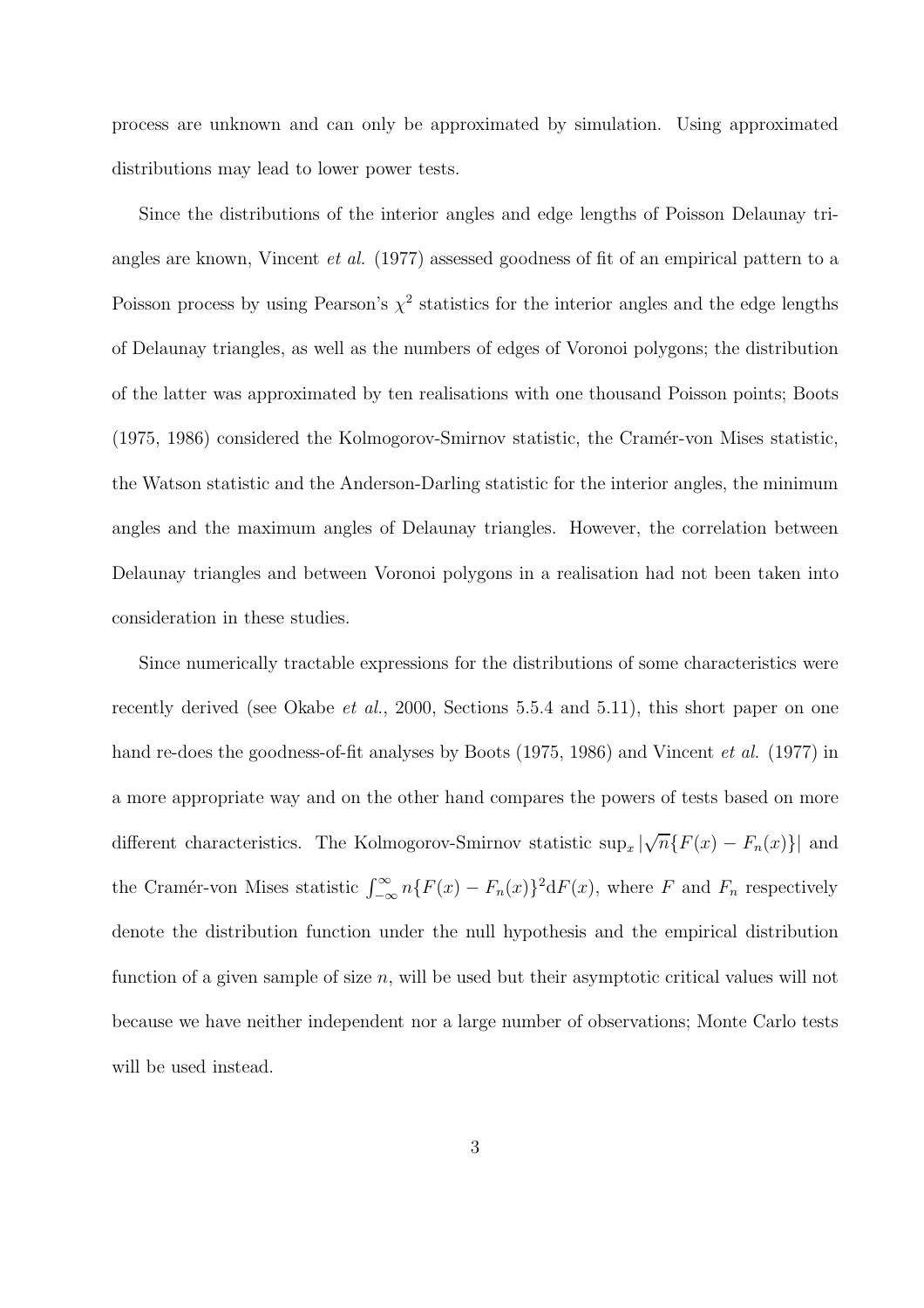process are unknown and can only be approximated by simulation. Using approximated distributions may lead to lower power tests.

Since the distributions of the interior angles and edge lengths of Poisson Delaunay triangles are known, Vincent *et al.* (1977) assessed goodness of fit of an empirical pattern to a Poisson process by using Pearson's $\chi^2$ statistics for the interior angles and the edge lengths of Delaunay triangles, as well as the numbers of edges of Voronoi polygons; the distribution of the latter was approximated by ten realisations with one thousand Poisson points; Boots (1975, 1986) considered the Kolmogorov-Smirnov statistic, the Cramér-von Mises statistic, the Watson statistic and the Anderson-Darling statistic for the interior angles, the minimum angles and the maximum angles of Delaunay triangles. However, the correlation between Delaunay triangles and between Voronoi polygons in a realisation had not been taken into consideration in these studies.

Since numerically tractable expressions for the distributions of some characteristics were recently derived (see Okabe *et al.*, 2000, Sections 5.5.4 and 5.11), this short paper on one hand re-does the goodness-of-fit analyses by Boots (1975, 1986) and Vincent *et al.* (1977) in a more appropriate way and on the other hand compares the powers of tests based on more different characteristics. The Kolmogorov-Smirnov statistic $\sup_x |\sqrt{n}\{F(x) - F_n(x)\}|$ and the Cramér-von Mises statistic $\int_{-\infty}^{\infty} n\{F(x) - F_n(x)\}^2 \mathrm{d}F(x)$, where $F$ and $F_n$ respectively denote the distribution function under the null hypothesis and the empirical distribution function of a given sample of size $n$, will be used but their asymptotic critical values will not because we have neither independent nor a large number of observations; Monte Carlo tests will be used instead.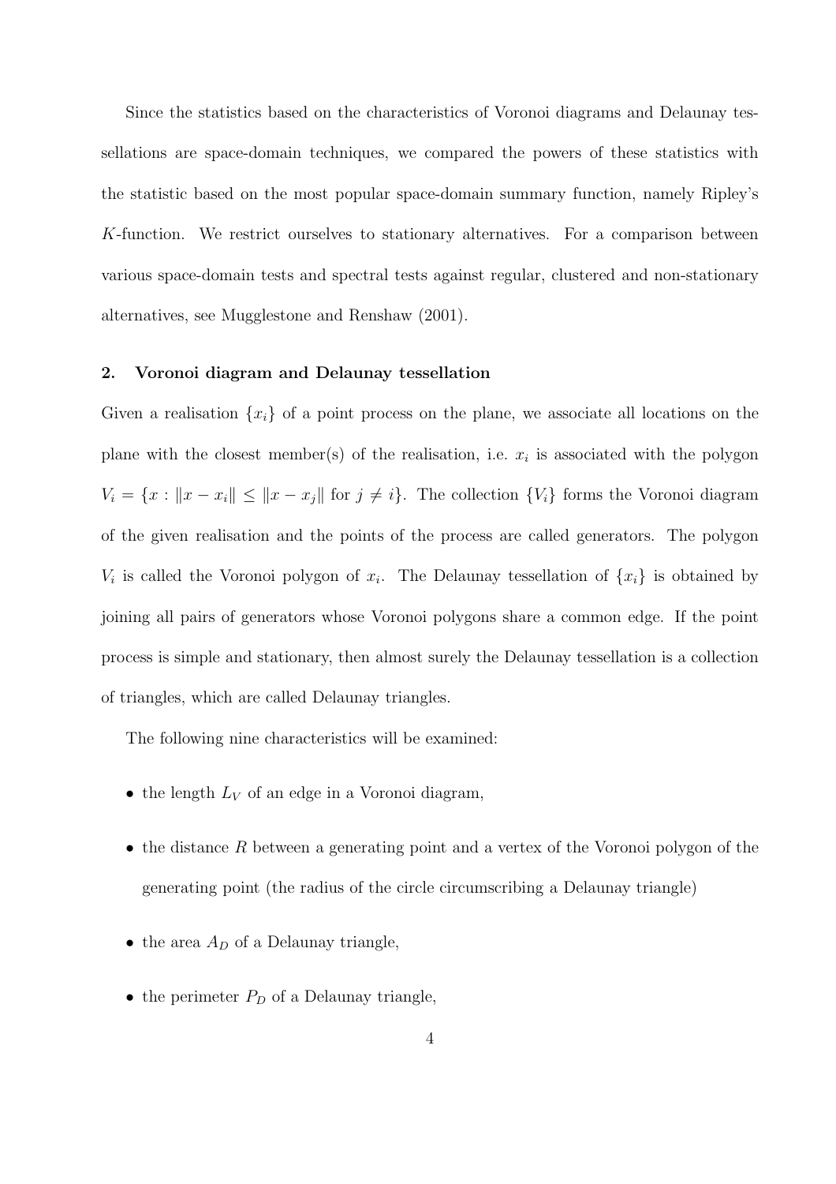Since the statistics based on the characteristics of Voronoi diagrams and Delaunay tessellations are space-domain techniques, we compared the powers of these statistics with the statistic based on the most popular space-domain summary function, namely Ripley's $K$-function. We restrict ourselves to stationary alternatives. For a comparison between various space-domain tests and spectral tests against regular, clustered and non-stationary alternatives, see Mugglestone and Renshaw (2001).

## 2. Voronoi diagram and Delaunay tessellation

Given a realisation $\{x_i\}$ of a point process on the plane, we associate all locations on the plane with the closest member(s) of the realisation, i.e. $x_i$ is associated with the polygon $V_i = \{x : \|x - x_i\| \leq \|x - x_j\| \text{ for } j \neq i\}$. The collection $\{V_i\}$ forms the Voronoi diagram of the given realisation and the points of the process are called generators. The polygon $V_i$ is called the Voronoi polygon of $x_i$. The Delaunay tessellation of $\{x_i\}$ is obtained by joining all pairs of generators whose Voronoi polygons share a common edge. If the point process is simple and stationary, then almost surely the Delaunay tessellation is a collection of triangles, which are called Delaunay triangles.

The following nine characteristics will be examined:

- the length $L_V$ of an edge in a Voronoi diagram,
- the distance $R$ between a generating point and a vertex of the Voronoi polygon of the generating point (the radius of the circle circumscribing a Delaunay triangle)
- the area $A_D$ of a Delaunay triangle,
- the perimeter $P_D$ of a Delaunay triangle,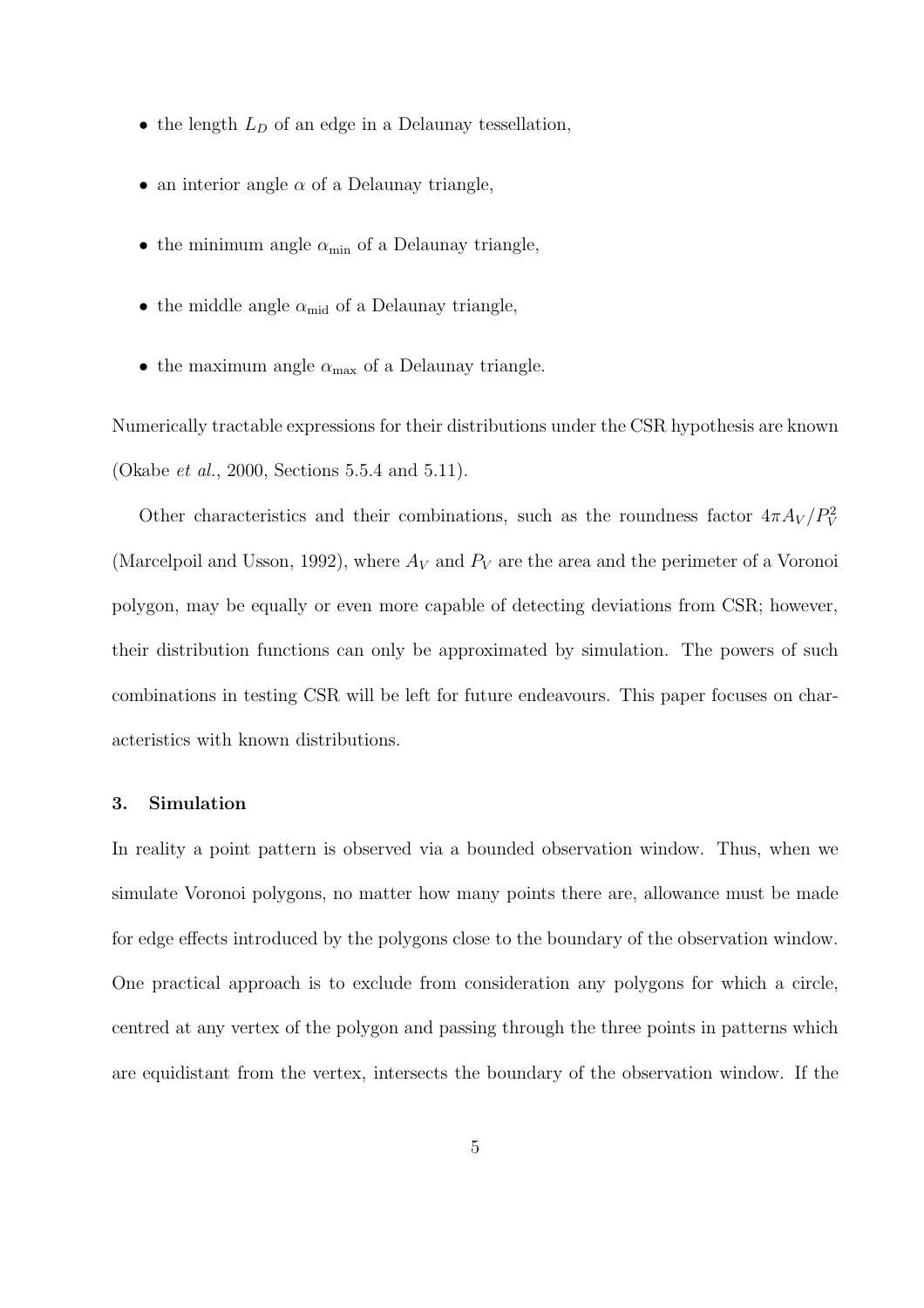- the length $L_D$ of an edge in a Delaunay tessellation,
- an interior angle $\alpha$ of a Delaunay triangle,
- the minimum angle $\alpha_{\min}$ of a Delaunay triangle,
- the middle angle $\alpha_{\text{mid}}$ of a Delaunay triangle,
- the maximum angle $\alpha_{\max}$ of a Delaunay triangle.

Numerically tractable expressions for their distributions under the CSR hypothesis are known (Okabe *et al.*, 2000, Sections 5.5.4 and 5.11).

Other characteristics and their combinations, such as the roundness factor $4\pi A_V/P_V^2$ (Marcelpoil and Usson, 1992), where $A_V$ and $P_V$ are the area and the perimeter of a Voronoi polygon, may be equally or even more capable of detecting deviations from CSR; however, their distribution functions can only be approximated by simulation. The powers of such combinations in testing CSR will be left for future endeavours. This paper focuses on characteristics with known distributions.

### 3. Simulation

In reality a point pattern is observed via a bounded observation window. Thus, when we simulate Voronoi polygons, no matter how many points there are, allowance must be made for edge effects introduced by the polygons close to the boundary of the observation window. One practical approach is to exclude from consideration any polygons for which a circle, centred at any vertex of the polygon and passing through the three points in patterns which are equidistant from the vertex, intersects the boundary of the observation window. If the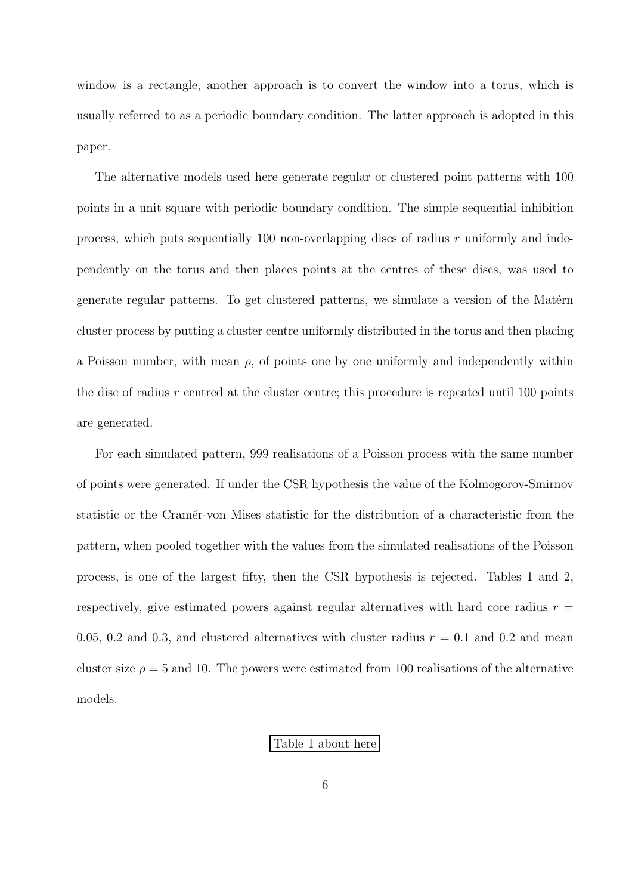window is a rectangle, another approach is to convert the window into a torus, which is usually referred to as a periodic boundary condition. The latter approach is adopted in this paper.

The alternative models used here generate regular or clustered point patterns with 100 points in a unit square with periodic boundary condition. The simple sequential inhibition process, which puts sequentially 100 non-overlapping discs of radius $r$ uniformly and independently on the torus and then places points at the centres of these discs, was used to generate regular patterns. To get clustered patterns, we simulate a version of the Matérn cluster process by putting a cluster centre uniformly distributed in the torus and then placing a Poisson number, with mean $\rho$, of points one by one uniformly and independently within the disc of radius $r$ centred at the cluster centre; this procedure is repeated until 100 points are generated.

For each simulated pattern, 999 realisations of a Poisson process with the same number of points were generated. If under the CSR hypothesis the value of the Kolmogorov-Smirnov statistic or the Cramér-von Mises statistic for the distribution of a characteristic from the pattern, when pooled together with the values from the simulated realisations of the Poisson process, is one of the largest fifty, then the CSR hypothesis is rejected. Tables 1 and 2, respectively, give estimated powers against regular alternatives with hard core radius $r = 0.05$, 0.2 and 0.3, and clustered alternatives with cluster radius $r = 0.1$ and 0.2 and mean cluster size $\rho = 5$ and 10. The powers were estimated from 100 realisations of the alternative models.

Table 1 about here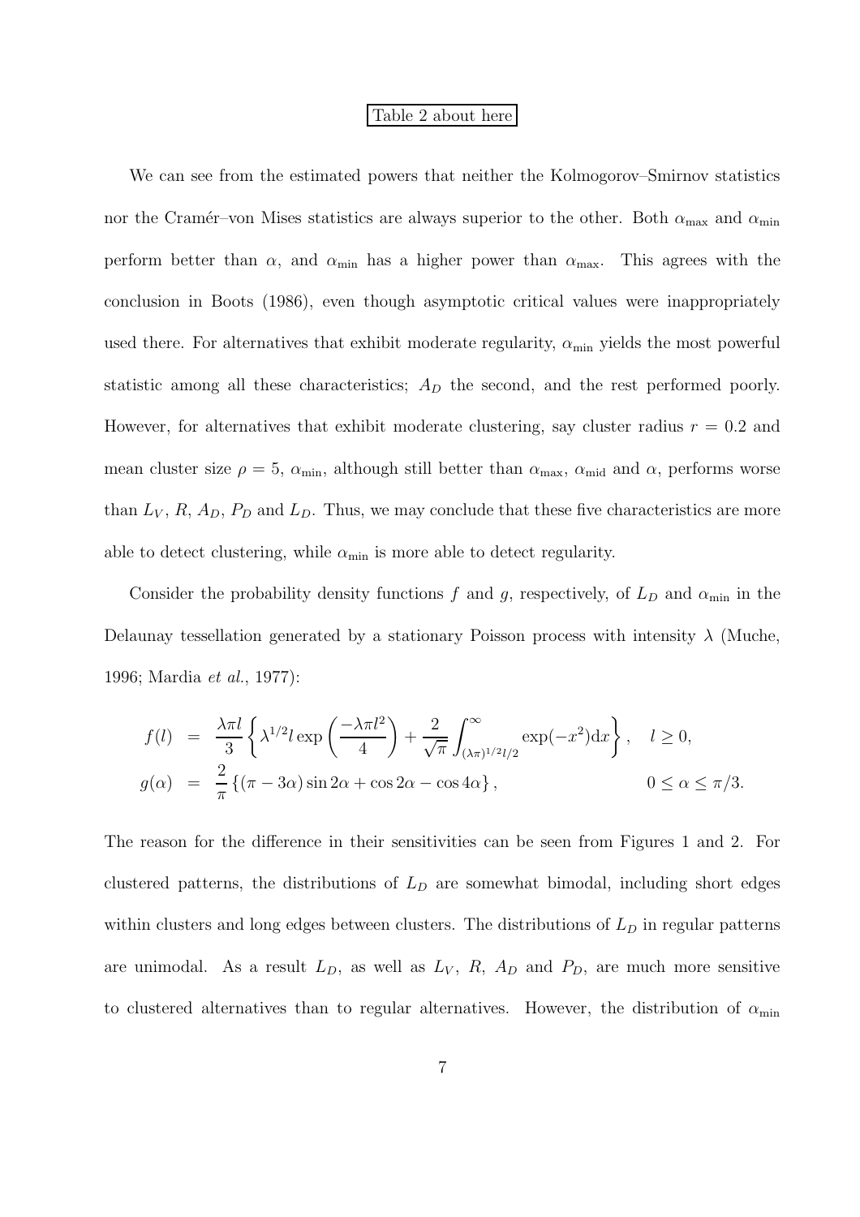Table 2 about here

We can see from the estimated powers that neither the Kolmogorov–Smirnov statistics nor the Cramér–von Mises statistics are always superior to the other. Both $\alpha_{\max}$ and $\alpha_{\min}$ perform better than $\alpha$, and $\alpha_{\min}$ has a higher power than $\alpha_{\max}$. This agrees with the conclusion in Boots (1986), even though asymptotic critical values were inappropriately used there. For alternatives that exhibit moderate regularity, $\alpha_{\min}$ yields the most powerful statistic among all these characteristics; $A_D$ the second, and the rest performed poorly. However, for alternatives that exhibit moderate clustering, say cluster radius $r = 0.2$ and mean cluster size $\rho = 5$, $\alpha_{\min}$, although still better than $\alpha_{\max}$, $\alpha_{\text{mid}}$ and $\alpha$, performs worse than $L_V$, $R$, $A_D$, $P_D$ and $L_D$. Thus, we may conclude that these five characteristics are more able to detect clustering, while $\alpha_{\min}$ is more able to detect regularity.

Consider the probability density functions $f$ and $g$, respectively, of $L_D$ and $\alpha_{\min}$ in the Delaunay tessellation generated by a stationary Poisson process with intensity $\lambda$ (Muche, 1996; Mardia *et al.*, 1977):

$$
\begin{aligned}
f(l) &= \frac{\lambda \pi l}{3} \left\{ \lambda^{1/2} l \exp\left( \frac{-\lambda \pi l^2}{4} \right) + \frac{2}{\sqrt{\pi}} \int_{(\lambda\pi)^{1/2} l/2}^{\infty} \exp(-x^2) \mathrm{d}x \right\}, \quad l \geq 0, \\
g(\alpha) &= \frac{2}{\pi} \left\{ (\pi - 3\alpha) \sin 2\alpha + \cos 2\alpha - \cos 4\alpha \right\}, \qquad 0 \leq \alpha \leq \pi/3.
\end{aligned}
$$

The reason for the difference in their sensitivities can be seen from Figures 1 and 2. For clustered patterns, the distributions of $L_D$ are somewhat bimodal, including short edges within clusters and long edges between clusters. The distributions of $L_D$ in regular patterns are unimodal. As a result $L_D$, as well as $L_V$, $R$, $A_D$ and $P_D$, are much more sensitive to clustered alternatives than to regular alternatives. However, the distribution of $\alpha_{\min}$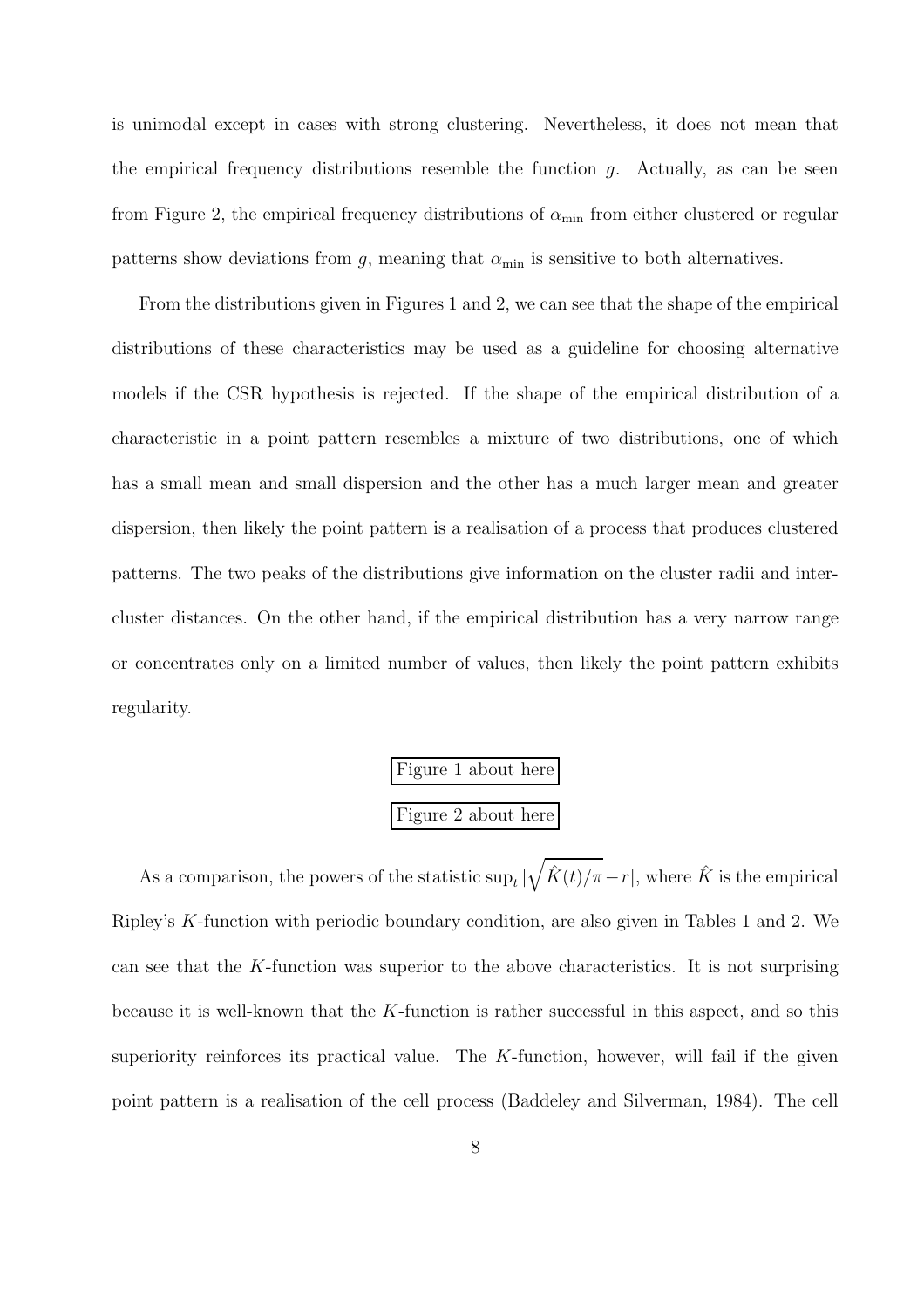is unimodal except in cases with strong clustering. Nevertheless, it does not mean that the empirical frequency distributions resemble the function $g$. Actually, as can be seen from Figure 2, the empirical frequency distributions of $\alpha_{\min}$ from either clustered or regular patterns show deviations from $g$, meaning that $\alpha_{\min}$ is sensitive to both alternatives.

From the distributions given in Figures 1 and 2, we can see that the shape of the empirical distributions of these characteristics may be used as a guideline for choosing alternative models if the CSR hypothesis is rejected. If the shape of the empirical distribution of a characteristic in a point pattern resembles a mixture of two distributions, one of which has a small mean and small dispersion and the other has a much larger mean and greater dispersion, then likely the point pattern is a realisation of a process that produces clustered patterns. The two peaks of the distributions give information on the cluster radii and inter-cluster distances. On the other hand, if the empirical distribution has a very narrow range or concentrates only on a limited number of values, then likely the point pattern exhibits regularity.

Figure 1 about here

Figure 2 about here

As a comparison, the powers of the statistic $\sup_t |\sqrt{\hat{K}(t)/\pi} - r|$, where $\hat{K}$ is the empirical Ripley's $K$-function with periodic boundary condition, are also given in Tables 1 and 2. We can see that the $K$-function was superior to the above characteristics. It is not surprising because it is well-known that the $K$-function is rather successful in this aspect, and so this superiority reinforces its practical value. The $K$-function, however, will fail if the given point pattern is a realisation of the cell process (Baddeley and Silverman, 1984). The cell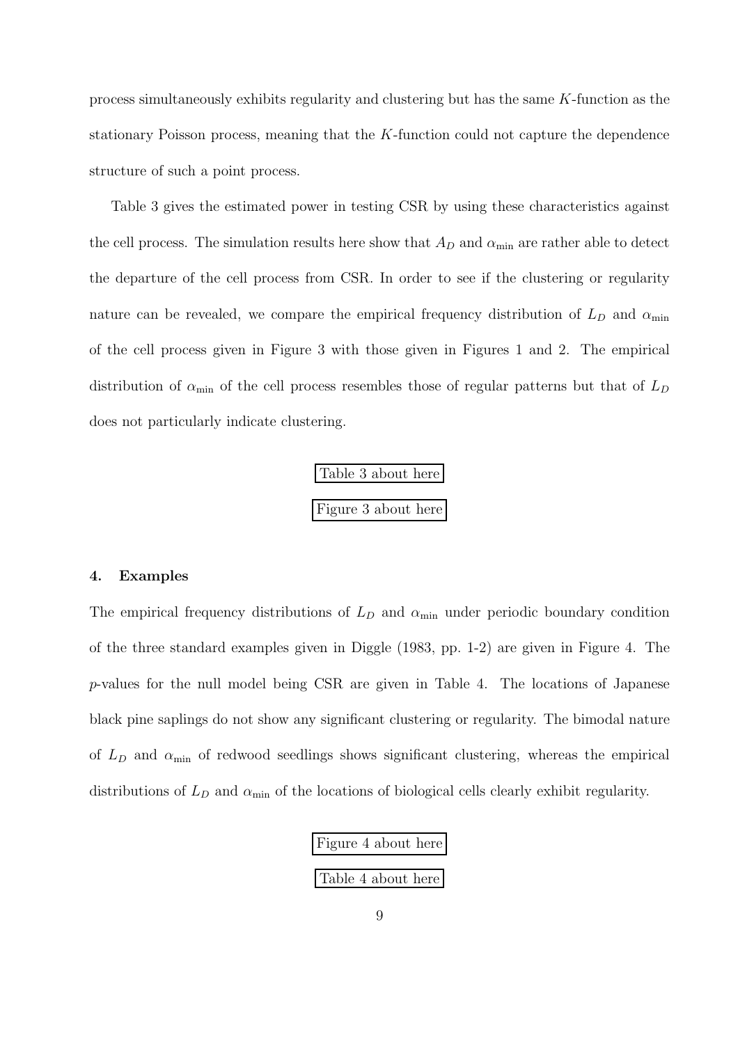process simultaneously exhibits regularity and clustering but has the same $K$-function as the stationary Poisson process, meaning that the $K$-function could not capture the dependence structure of such a point process.

Table 3 gives the estimated power in testing CSR by using these characteristics against the cell process. The simulation results here show that $A_D$ and $\alpha_{\min}$ are rather able to detect the departure of the cell process from CSR. In order to see if the clustering or regularity nature can be revealed, we compare the empirical frequency distribution of $L_D$ and $\alpha_{\min}$ of the cell process given in Figure 3 with those given in Figures 1 and 2. The empirical distribution of $\alpha_{\min}$ of the cell process resembles those of regular patterns but that of $L_D$ does not particularly indicate clustering.

Table 3 about here

Figure 3 about here

## 4. Examples

The empirical frequency distributions of $L_D$ and $\alpha_{\min}$ under periodic boundary condition of the three standard examples given in Diggle (1983, pp. 1-2) are given in Figure 4. The $p$-values for the null model being CSR are given in Table 4. The locations of Japanese black pine saplings do not show any significant clustering or regularity. The bimodal nature of $L_D$ and $\alpha_{\min}$ of redwood seedlings shows significant clustering, whereas the empirical distributions of $L_D$ and $\alpha_{\min}$ of the locations of biological cells clearly exhibit regularity.

Figure 4 about here

Table 4 about here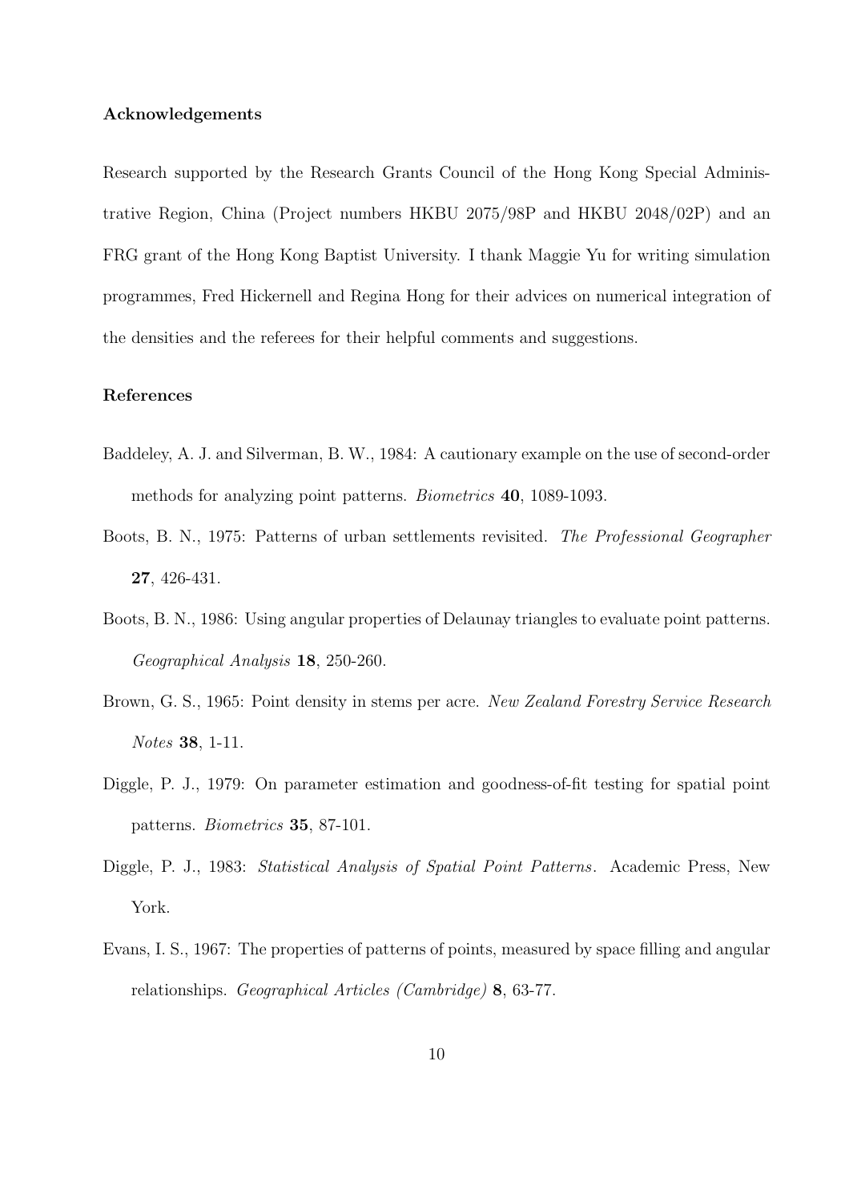### Acknowledgements

Research supported by the Research Grants Council of the Hong Kong Special Administrative Region, China (Project numbers HKBU 2075/98P and HKBU 2048/02P) and an FRG grant of the Hong Kong Baptist University. I thank Maggie Yu for writing simulation programmes, Fred Hickernell and Regina Hong for their advices on numerical integration of the densities and the referees for their helpful comments and suggestions.

### References

Baddeley, A. J. and Silverman, B. W., 1984: A cautionary example on the use of second-order methods for analyzing point patterns. *Biometrics* **40**, 1089-1093.

Boots, B. N., 1975: Patterns of urban settlements revisited. *The Professional Geographer* **27**, 426-431.

Boots, B. N., 1986: Using angular properties of Delaunay triangles to evaluate point patterns. *Geographical Analysis* **18**, 250-260.

Brown, G. S., 1965: Point density in stems per acre. *New Zealand Forestry Service Research Notes* **38**, 1-11.

Diggle, P. J., 1979: On parameter estimation and goodness-of-fit testing for spatial point patterns. *Biometrics* **35**, 87-101.

Diggle, P. J., 1983: *Statistical Analysis of Spatial Point Patterns*. Academic Press, New York.

Evans, I. S., 1967: The properties of patterns of points, measured by space filling and angular relationships. *Geographical Articles (Cambridge)* **8**, 63-77.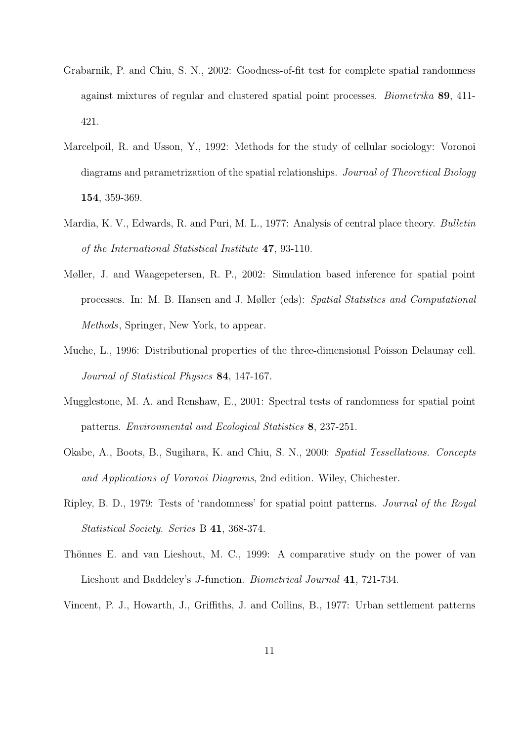Grabarnik, P. and Chiu, S. N., 2002: Goodness-of-fit test for complete spatial randomness against mixtures of regular and clustered spatial point processes. *Biometrika* **89**, 411-421.

Marcelpoil, R. and Usson, Y., 1992: Methods for the study of cellular sociology: Voronoi diagrams and parametrization of the spatial relationships. *Journal of Theoretical Biology* **154**, 359-369.

Mardia, K. V., Edwards, R. and Puri, M. L., 1977: Analysis of central place theory. *Bulletin of the International Statistical Institute* **47**, 93-110.

Møller, J. and Waagepetersen, R. P., 2002: Simulation based inference for spatial point processes. In: M. B. Hansen and J. Møller (eds): *Spatial Statistics and Computational Methods*, Springer, New York, to appear.

Muche, L., 1996: Distributional properties of the three-dimensional Poisson Delaunay cell. *Journal of Statistical Physics* **84**, 147-167.

Mugglestone, M. A. and Renshaw, E., 2001: Spectral tests of randomness for spatial point patterns. *Environmental and Ecological Statistics* **8**, 237-251.

Okabe, A., Boots, B., Sugihara, K. and Chiu, S. N., 2000: *Spatial Tessellations. Concepts and Applications of Voronoi Diagrams*, 2nd edition. Wiley, Chichester.

Ripley, B. D., 1979: Tests of 'randomness' for spatial point patterns. *Journal of the Royal Statistical Society. Series* B **41**, 368-374.

Thönnes E. and van Lieshout, M. C., 1999: A comparative study on the power of van Lieshout and Baddeley's $J$-function. *Biometrical Journal* **41**, 721-734.

Vincent, P. J., Howarth, J., Griffiths, J. and Collins, B., 1977: Urban settlement patterns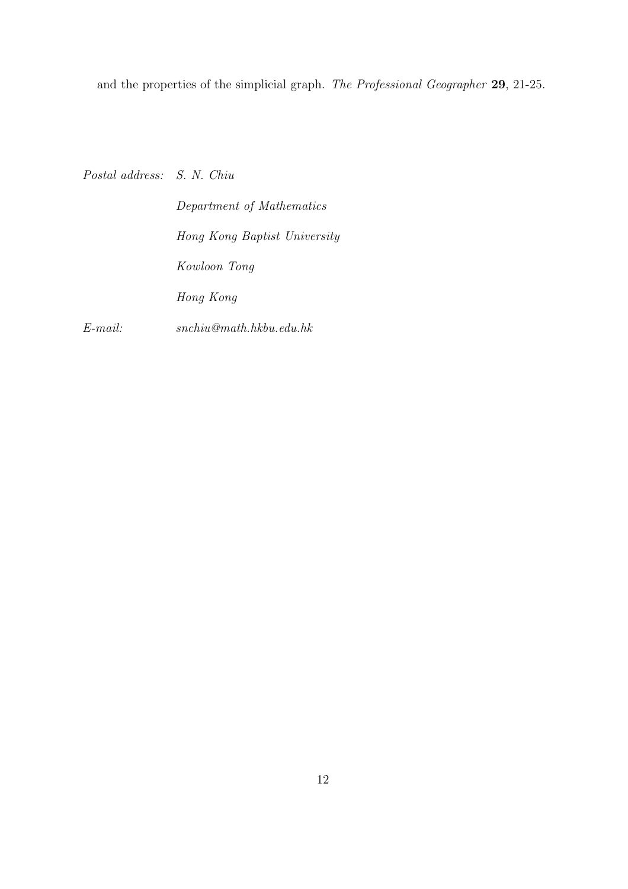and the properties of the simplicial graph. *The Professional Geographer* **29**, 21-25.

*Postal address:* *S. N. Chiu*

*Department of Mathematics*

*Hong Kong Baptist University*

*Kowloon Tong*

*Hong Kong*

*E-mail:* *snchiu@math.hkbu.edu.hk*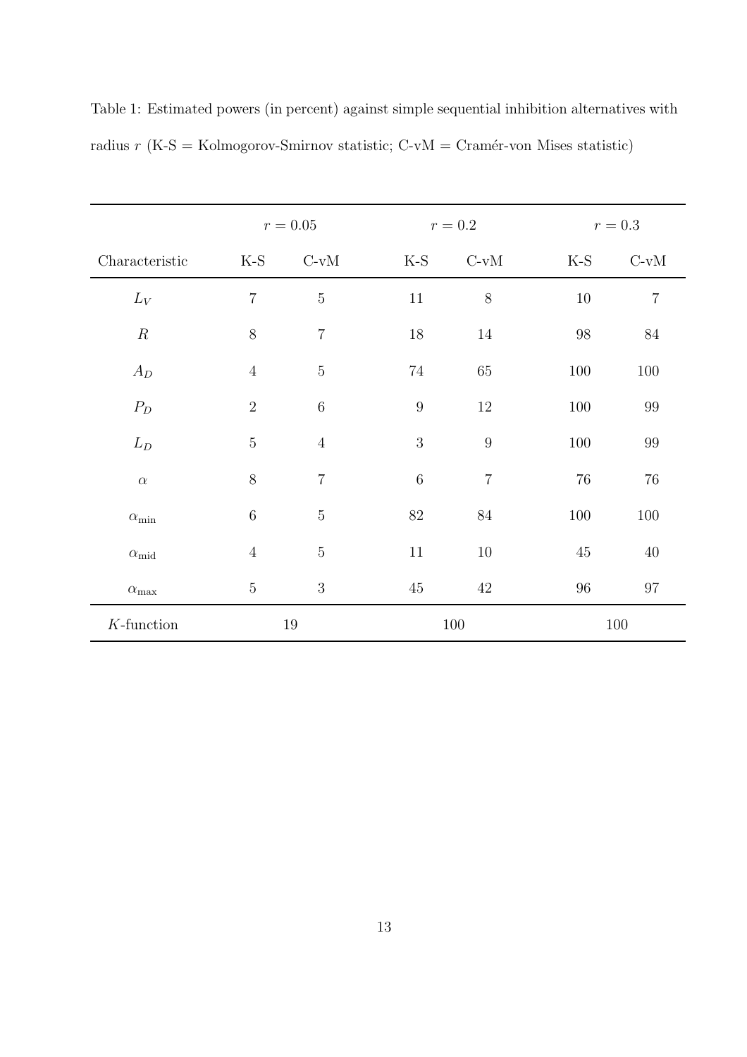Table 1: Estimated powers (in percent) against simple sequential inhibition alternatives with radius $r$ (K-S = Kolmogorov-Smirnov statistic; C-vM = Cramér-von Mises statistic)

| | $r = 0.05$ | | $r = 0.2$ | | $r = 0.3$ | |
|---|---|---|---|---|---|---|
| Characteristic | K-S | C-vM | K-S | C-vM | K-S | C-vM |
| $L_V$ | 7 | 5 | 11 | 8 | 10 | 7 |
| $R$ | 8 | 7 | 18 | 14 | 98 | 84 |
| $A_D$ | 4 | 5 | 74 | 65 | 100 | 100 |
| $P_D$ | 2 | 6 | 9 | 12 | 100 | 99 |
| $L_D$ | 5 | 4 | 3 | 9 | 100 | 99 |
| $\alpha$ | 8 | 7 | 6 | 7 | 76 | 76 |
| $\alpha_{\min}$ | 6 | 5 | 82 | 84 | 100 | 100 |
| $\alpha_{\text{mid}}$ | 4 | 5 | 11 | 10 | 45 | 40 |
| $\alpha_{\max}$ | 5 | 3 | 45 | 42 | 96 | 97 |
| $K$-function | 19 | | 100 | | 100 | |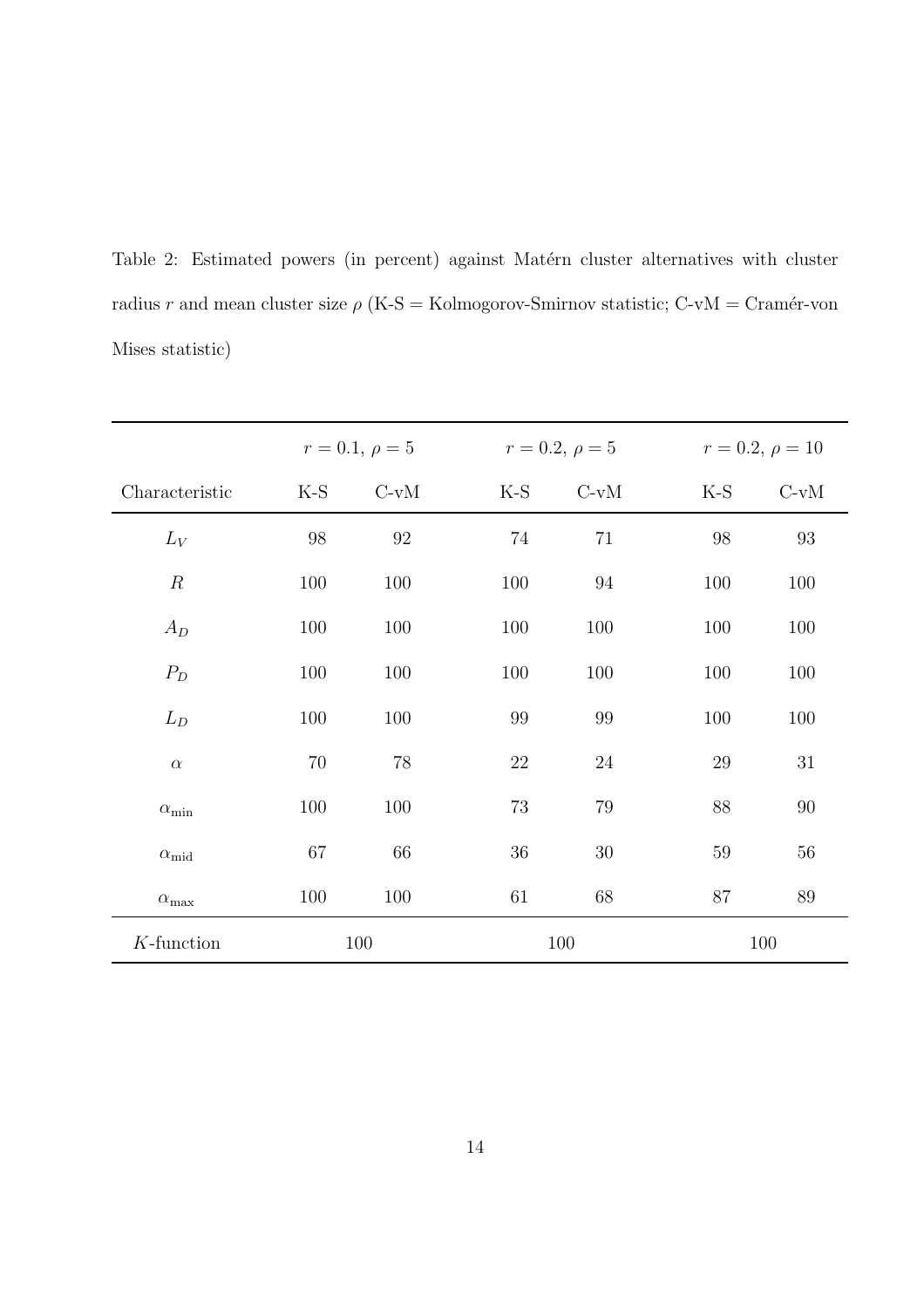Table 2: Estimated powers (in percent) against Matérn cluster alternatives with cluster radius $r$ and mean cluster size $\rho$ (K-S = Kolmogorov-Smirnov statistic; C-vM = Cramér-von Mises statistic)

| | $r = 0.1,\ \rho = 5$ | | $r = 0.2,\ \rho = 5$ | | $r = 0.2,\ \rho = 10$ | |
|---|---|---|---|---|---|---|
| Characteristic | K-S | C-vM | K-S | C-vM | K-S | C-vM |
| $L_V$ | 98 | 92 | 74 | 71 | 98 | 93 |
| $R$ | 100 | 100 | 100 | 94 | 100 | 100 |
| $A_D$ | 100 | 100 | 100 | 100 | 100 | 100 |
| $P_D$ | 100 | 100 | 100 | 100 | 100 | 100 |
| $L_D$ | 100 | 100 | 99 | 99 | 100 | 100 |
| $\alpha$ | 70 | 78 | 22 | 24 | 29 | 31 |
| $\alpha_{\min}$ | 100 | 100 | 73 | 79 | 88 | 90 |
| $\alpha_{\text{mid}}$ | 67 | 66 | 36 | 30 | 59 | 56 |
| $\alpha_{\max}$ | 100 | 100 | 61 | 68 | 87 | 89 |
| $K$-function | 100 | | 100 | | 100 | |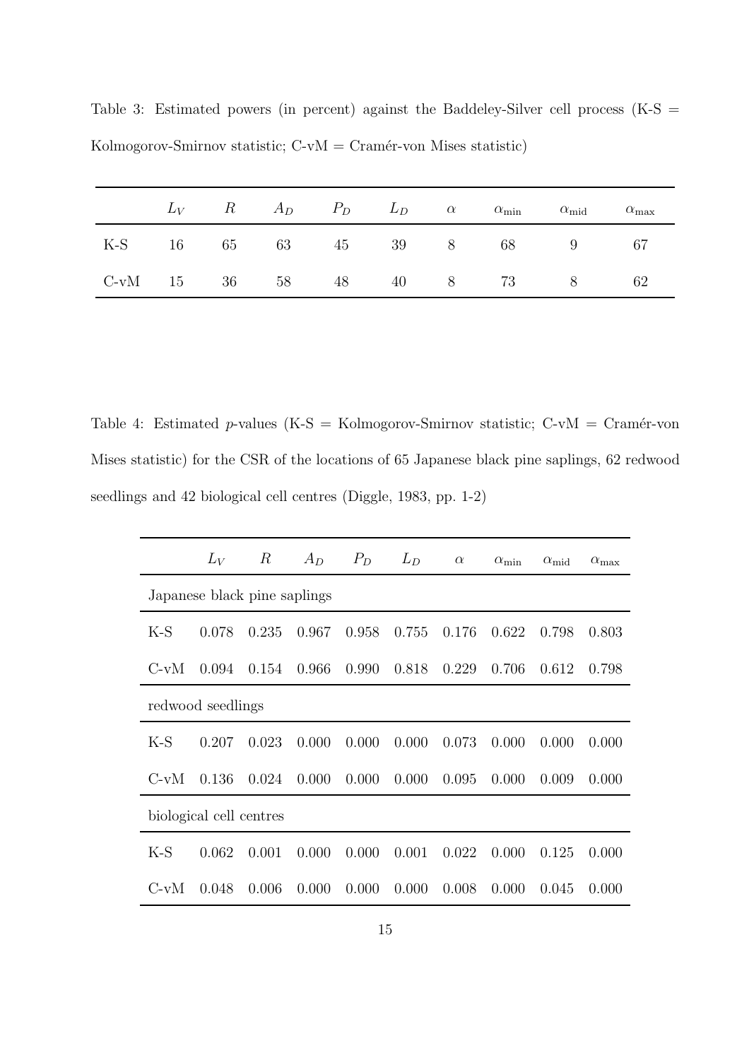Table 3: Estimated powers (in percent) against the Baddeley-Silver cell process (K-S = Kolmogorov-Smirnov statistic; C-vM = Cramér-von Mises statistic)

| | $L_V$ | $R$ | $A_D$ | $P_D$ | $L_D$ | $\alpha$ | $\alpha_{\min}$ | $\alpha_{\text{mid}}$ | $\alpha_{\max}$ |
|---|---|---|---|---|---|---|---|---|---|
| K-S | 16 | 65 | 63 | 45 | 39 | 8 | 68 | 9 | 67 |
| C-vM | 15 | 36 | 58 | 48 | 40 | 8 | 73 | 8 | 62 |

Table 4: Estimated $p$-values (K-S = Kolmogorov-Smirnov statistic; C-vM = Cramér-von Mises statistic) for the CSR of the locations of 65 Japanese black pine saplings, 62 redwood seedlings and 42 biological cell centres (Diggle, 1983, pp. 1-2)

| | $L_V$ | $R$ | $A_D$ | $P_D$ | $L_D$ | $\alpha$ | $\alpha_{\min}$ | $\alpha_{\text{mid}}$ | $\alpha_{\max}$ |
|---|---|---|---|---|---|---|---|---|---|
| Japanese black pine saplings | | | | | | | | | |
| K-S | 0.078 | 0.235 | 0.967 | 0.958 | 0.755 | 0.176 | 0.622 | 0.798 | 0.803 |
| C-vM | 0.094 | 0.154 | 0.966 | 0.990 | 0.818 | 0.229 | 0.706 | 0.612 | 0.798 |
| redwood seedlings | | | | | | | | | |
| K-S | 0.207 | 0.023 | 0.000 | 0.000 | 0.000 | 0.073 | 0.000 | 0.000 | 0.000 |
| C-vM | 0.136 | 0.024 | 0.000 | 0.000 | 0.000 | 0.095 | 0.000 | 0.009 | 0.000 |
| biological cell centres | | | | | | | | | |
| K-S | 0.062 | 0.001 | 0.000 | 0.000 | 0.001 | 0.022 | 0.000 | 0.125 | 0.000 |
| C-vM | 0.048 | 0.006 | 0.000 | 0.000 | 0.000 | 0.008 | 0.000 | 0.045 | 0.000 |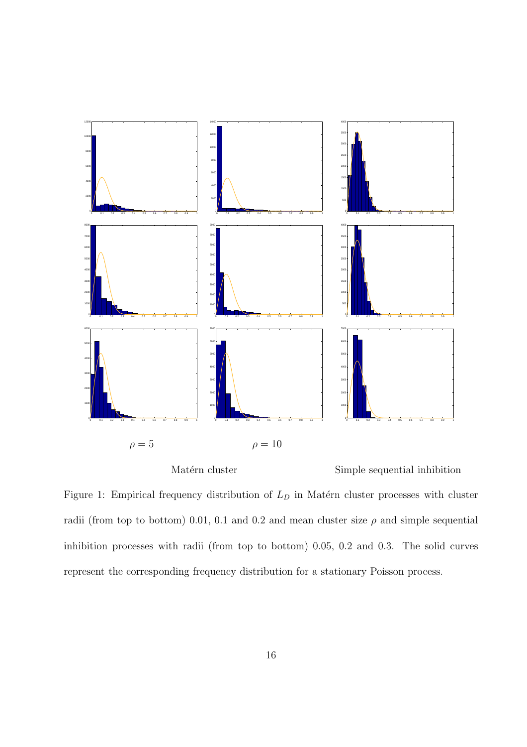$\rho = 5$ $\rho = 10$

Matérn cluster Simple sequential inhibition

Figure 1: Empirical frequency distribution of $L_D$ in Matérn cluster processes with cluster radii (from top to bottom) 0.01, 0.1 and 0.2 and mean cluster size $\rho$ and simple sequential inhibition processes with radii (from top to bottom) 0.05, 0.2 and 0.3. The solid curves represent the corresponding frequency distribution for a stationary Poisson process.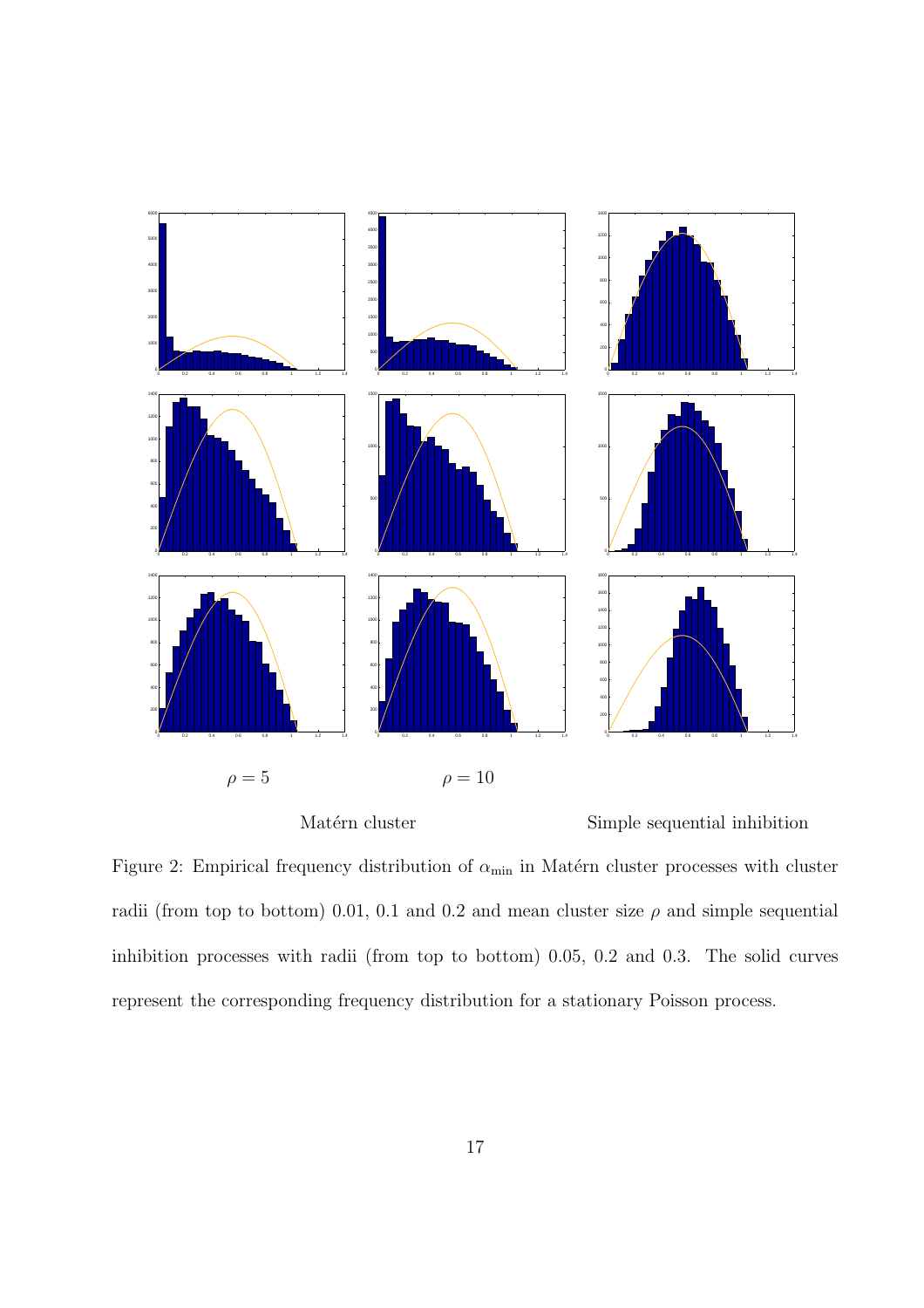$\rho = 5$ $\rho = 10$

Matérn cluster Simple sequential inhibition

Figure 2: Empirical frequency distribution of $\alpha_{\min}$ in Matérn cluster processes with cluster radii (from top to bottom) 0.01, 0.1 and 0.2 and mean cluster size $\rho$ and simple sequential inhibition processes with radii (from top to bottom) 0.05, 0.2 and 0.3. The solid curves represent the corresponding frequency distribution for a stationary Poisson process.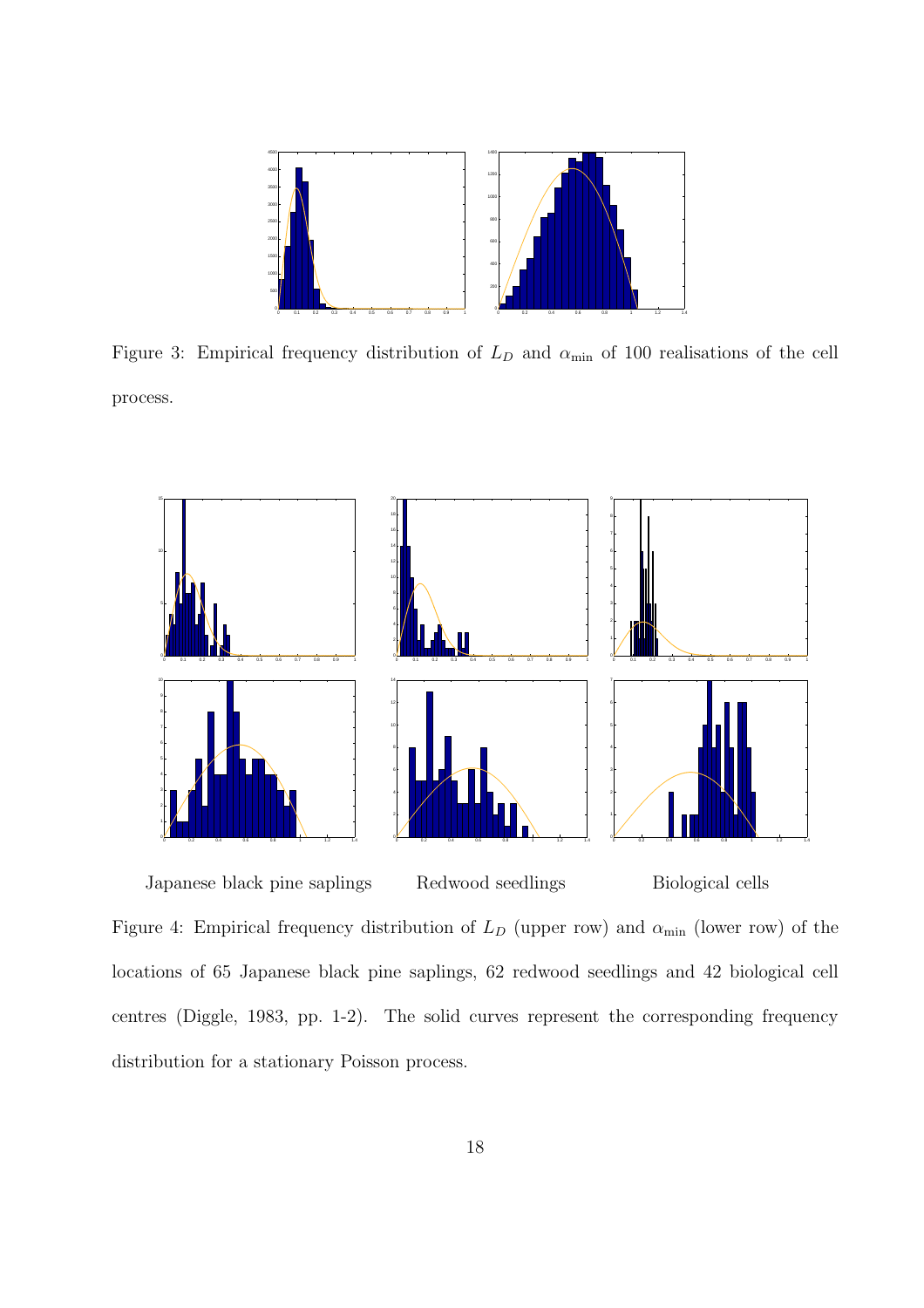Figure 3: Empirical frequency distribution of $L_D$ and $\alpha_{\min}$ of 100 realisations of the cell process.

Japanese black pine saplings

Redwood seedlings

Biological cells

Figure 4: Empirical frequency distribution of $L_D$ (upper row) and $\alpha_{\min}$ (lower row) of the locations of 65 Japanese black pine saplings, 62 redwood seedlings and 42 biological cell centres (Diggle, 1983, pp. 1-2). The solid curves represent the corresponding frequency distribution for a stationary Poisson process.